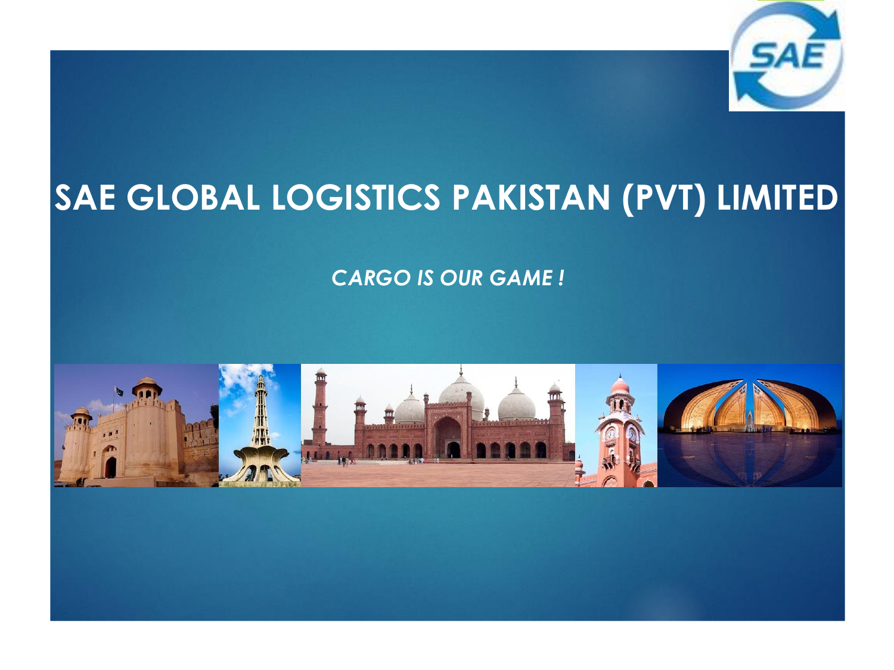# SAE GLOBAL LOGISTICS PAKISTAN (PVT) LIMITED

*CARGO IS OUR GAME !*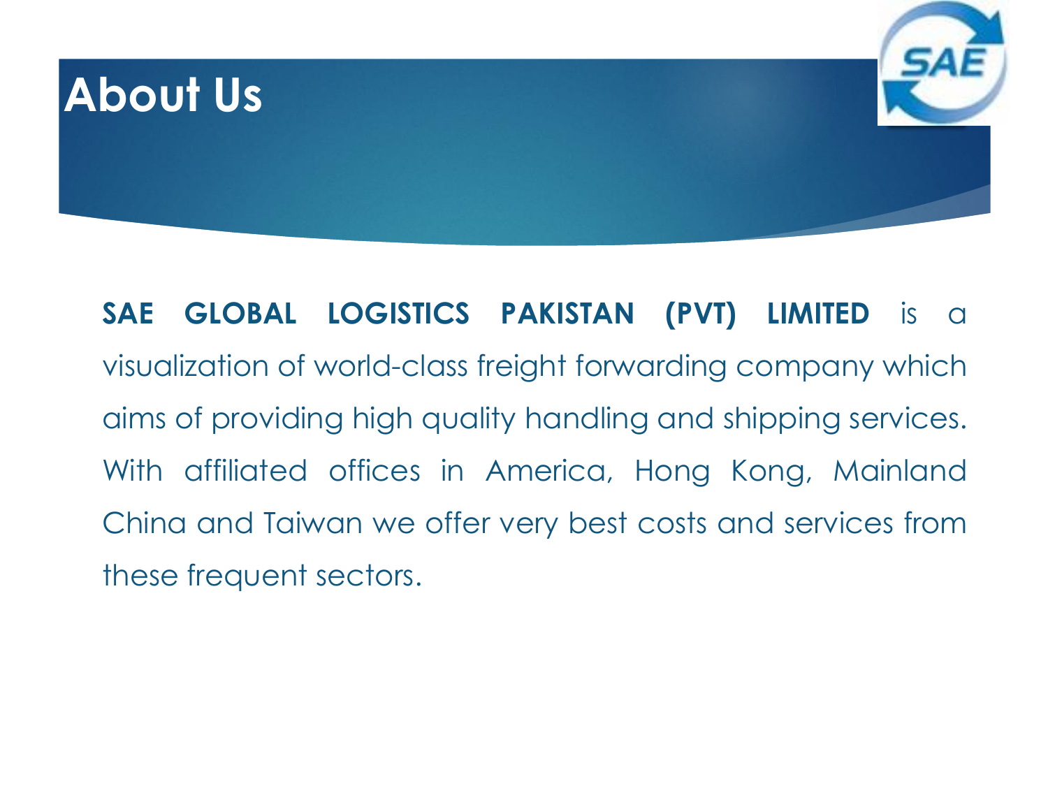# About Us

**SAE GLOBAL LOGISTICS PAKISTAN (PVT) LIMITED** is a visualization of world-class freight forwarding company which aims of providing high quality handling and shipping services. With affiliated offices in America, Hong Kong, Mainland China and Taiwan we offer very best costs and services from these frequent sectors.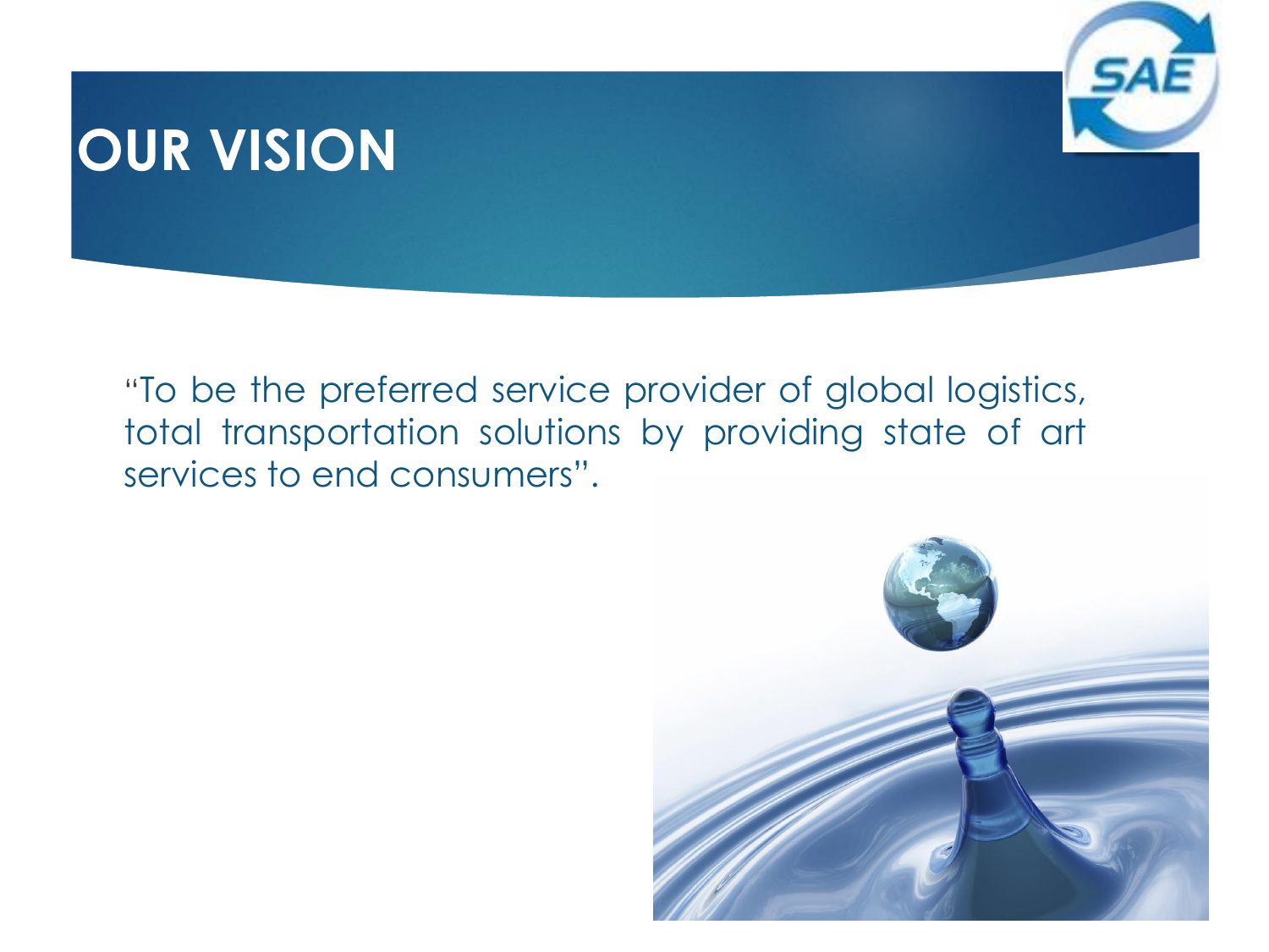# OUR VISION

"To be the preferred service provider of global logistics, total transportation solutions by providing state of art services to end consumers".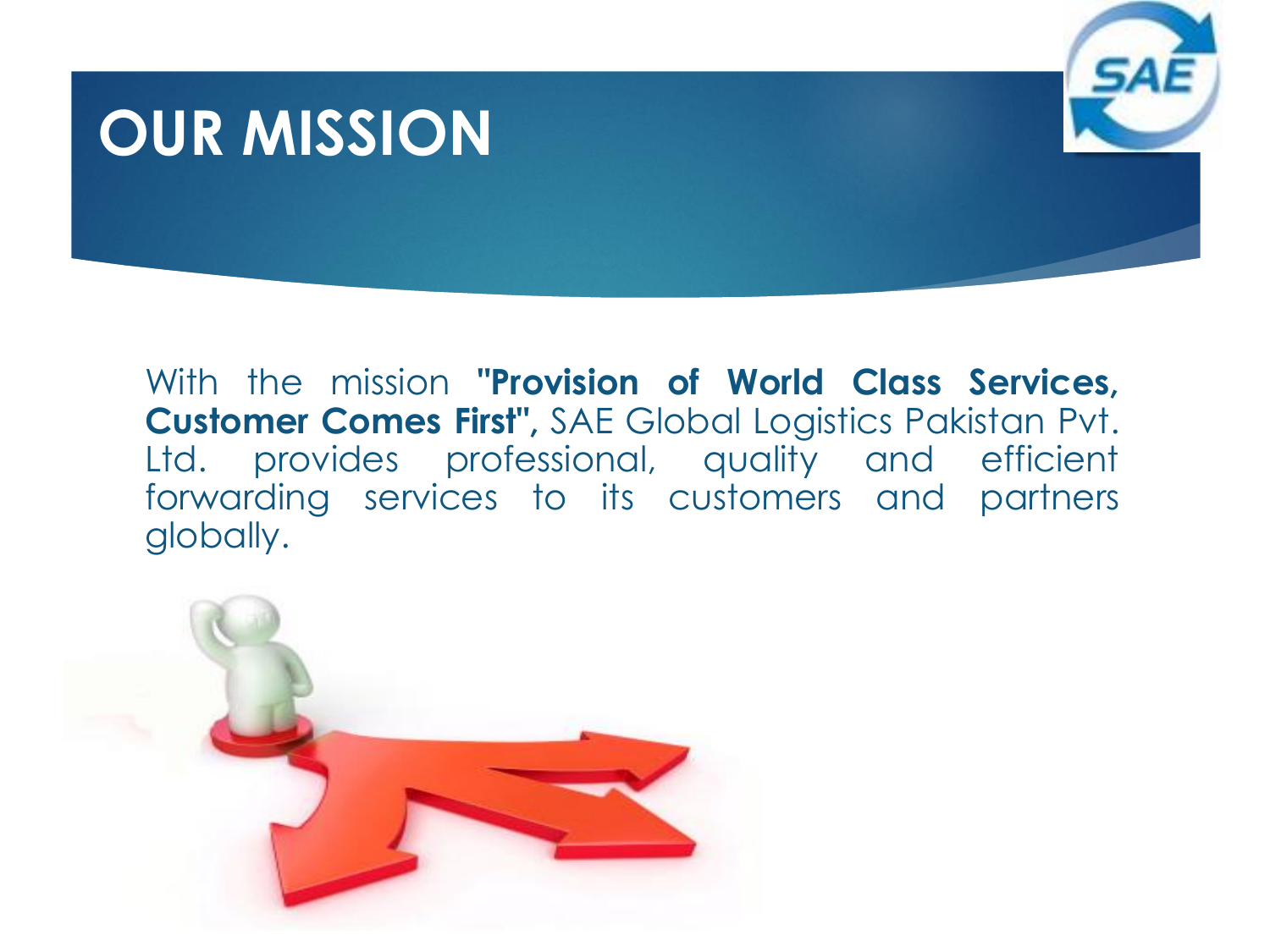# OUR MISSION

With the mission **"Provision of World Class Services, Customer Comes First",** SAE Global Logistics Pakistan Pvt. Ltd. provides professional, quality and efficient forwarding services to its customers and partners globally.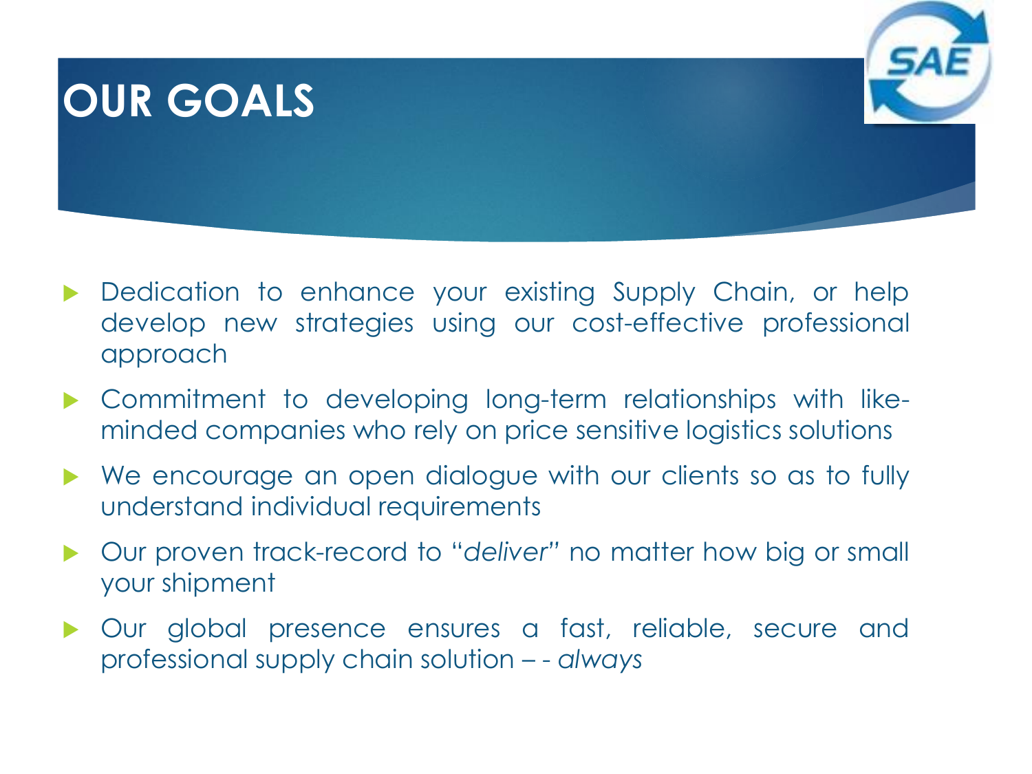# OUR GOALS

- Dedication to enhance your existing Supply Chain, or help develop new strategies using our cost-effective professional approach
- Commitment to developing long-term relationships with like-minded companies who rely on price sensitive logistics solutions
- We encourage an open dialogue with our clients so as to fully understand individual requirements
- Our proven track-record to "*deliver*" no matter how big or small your shipment
- Our global presence ensures a fast, reliable, secure and professional supply chain solution – - *always*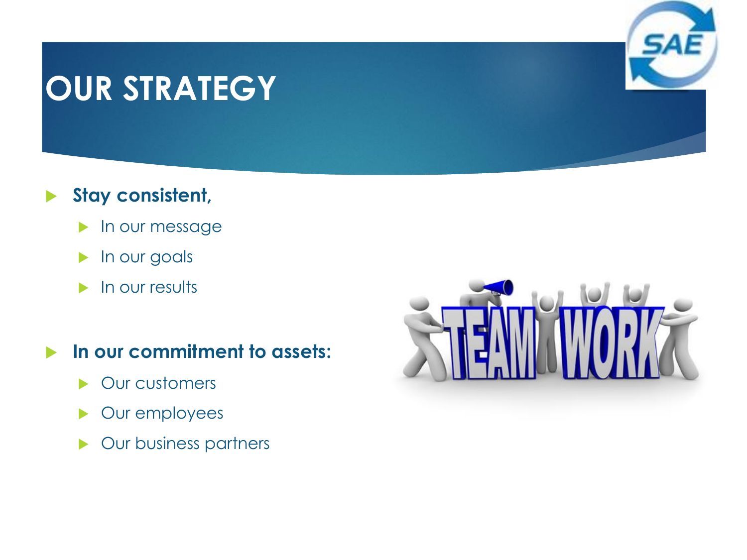# OUR STRATEGY

- **Stay consistent,**
  - In our message
  - In our goals
  - In our results
- **In our commitment to assets:**
  - Our customers
  - Our employees
  - Our business partners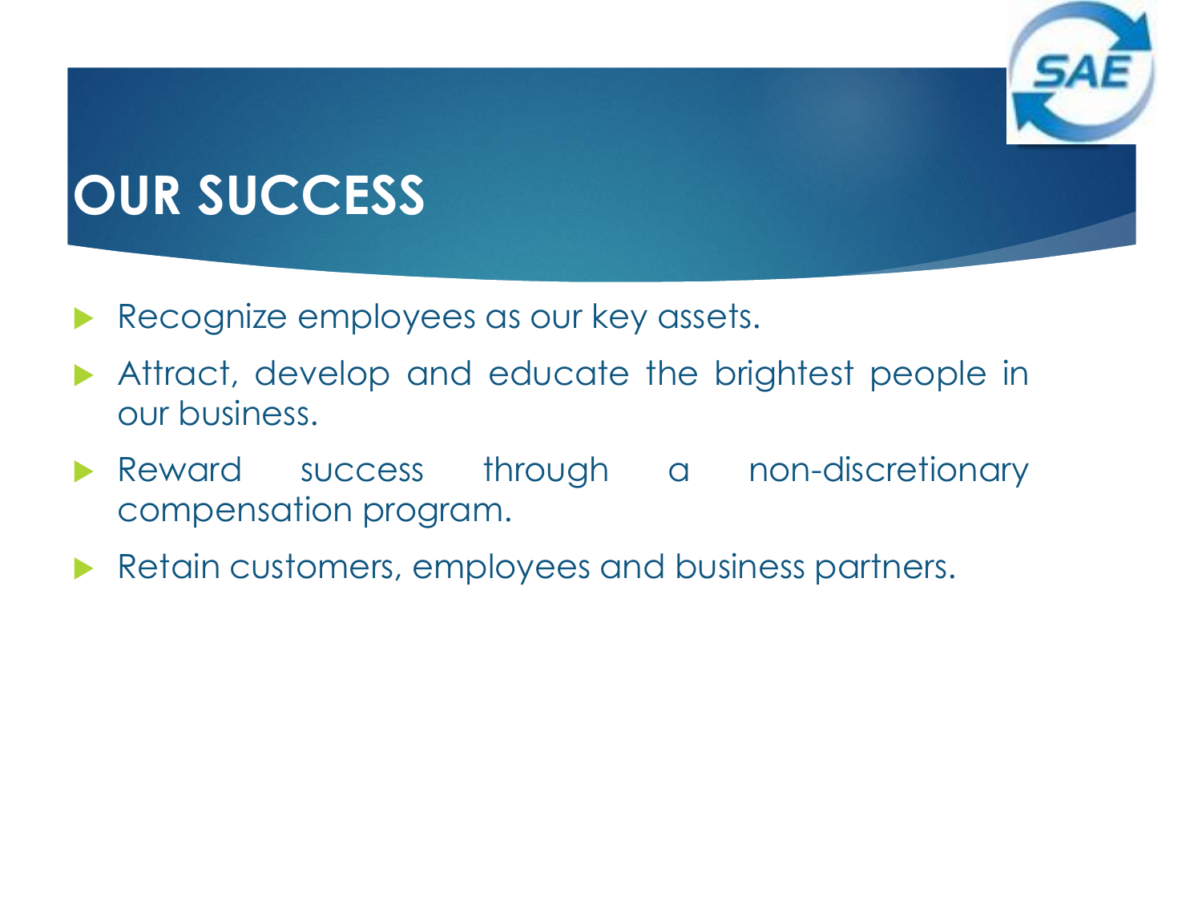# OUR SUCCESS

- Recognize employees as our key assets.
- Attract, develop and educate the brightest people in our business.
- Reward success through a non-discretionary compensation program.
- Retain customers, employees and business partners.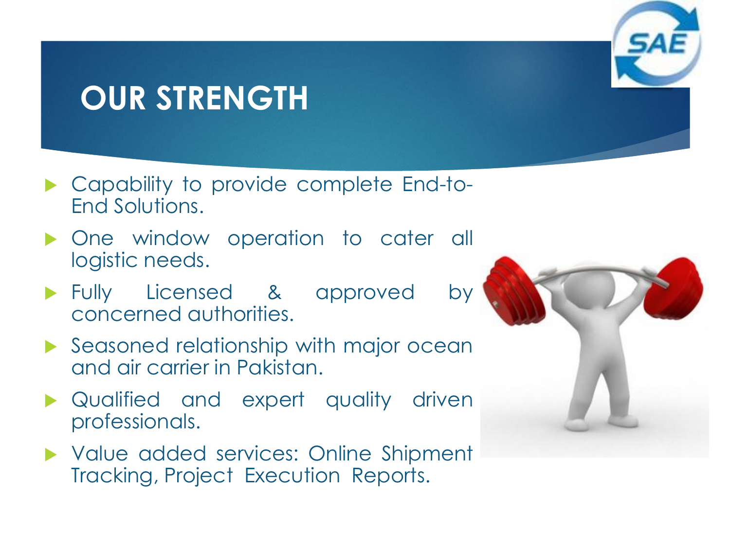# OUR STRENGTH

- Capability to provide complete End-to-End Solutions.
- One window operation to cater all logistic needs.
- Fully Licensed & approved by concerned authorities.
- Seasoned relationship with major ocean and air carrier in Pakistan.
- Qualified and expert quality driven professionals.
- Value added services: Online Shipment Tracking, Project Execution Reports.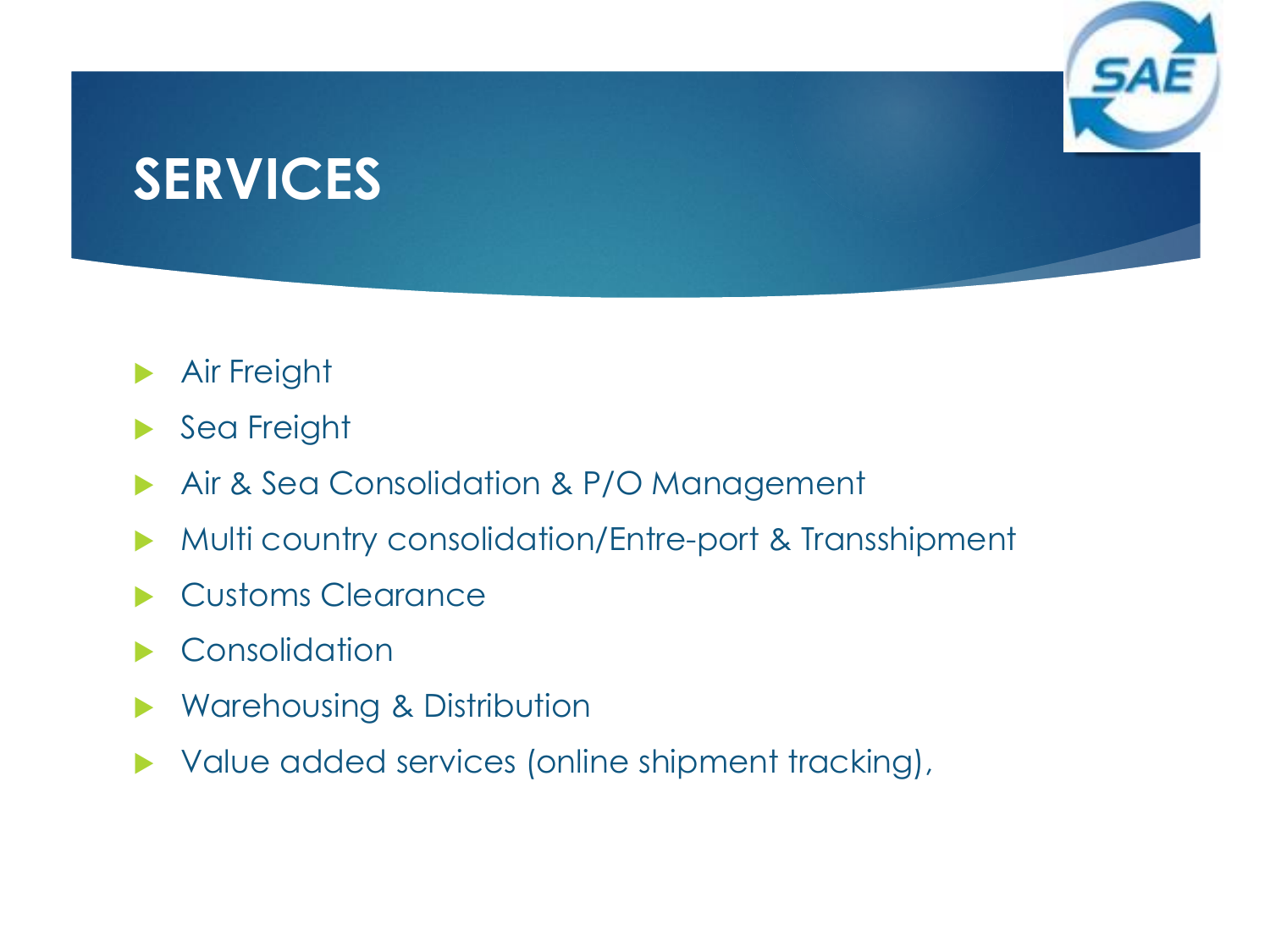# SERVICES

- Air Freight
- Sea Freight
- Air & Sea Consolidation & P/O Management
- Multi country consolidation/Entre-port & Transshipment
- Customs Clearance
- Consolidation
- Warehousing & Distribution
- Value added services (online shipment tracking),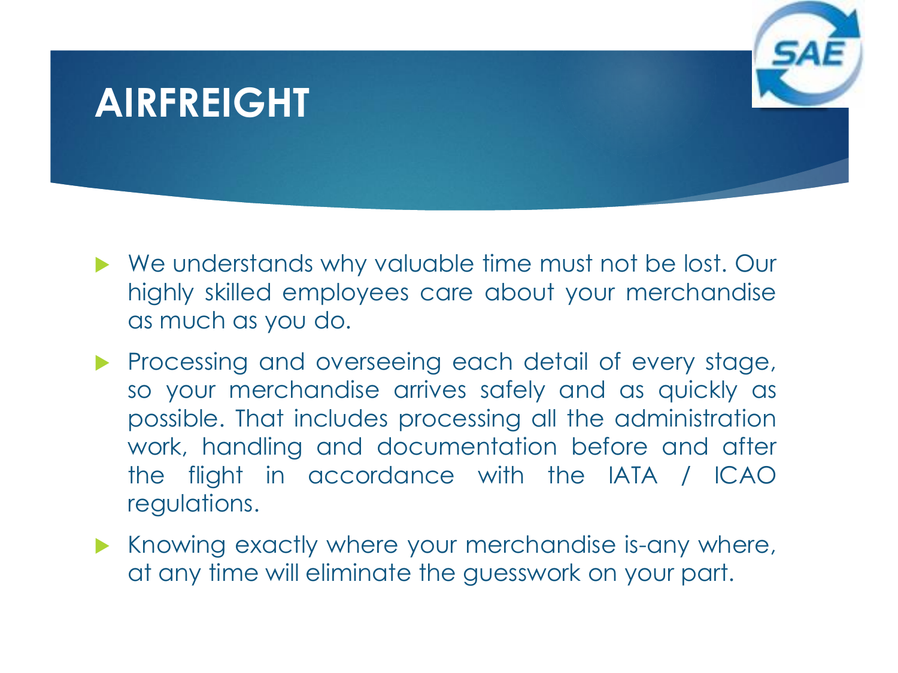# AIRFREIGHT

- We understands why valuable time must not be lost. Our highly skilled employees care about your merchandise as much as you do.
- Processing and overseeing each detail of every stage, so your merchandise arrives safely and as quickly as possible. That includes processing all the administration work, handling and documentation before and after the flight in accordance with the IATA / ICAO regulations.
- Knowing exactly where your merchandise is-any where, at any time will eliminate the guesswork on your part.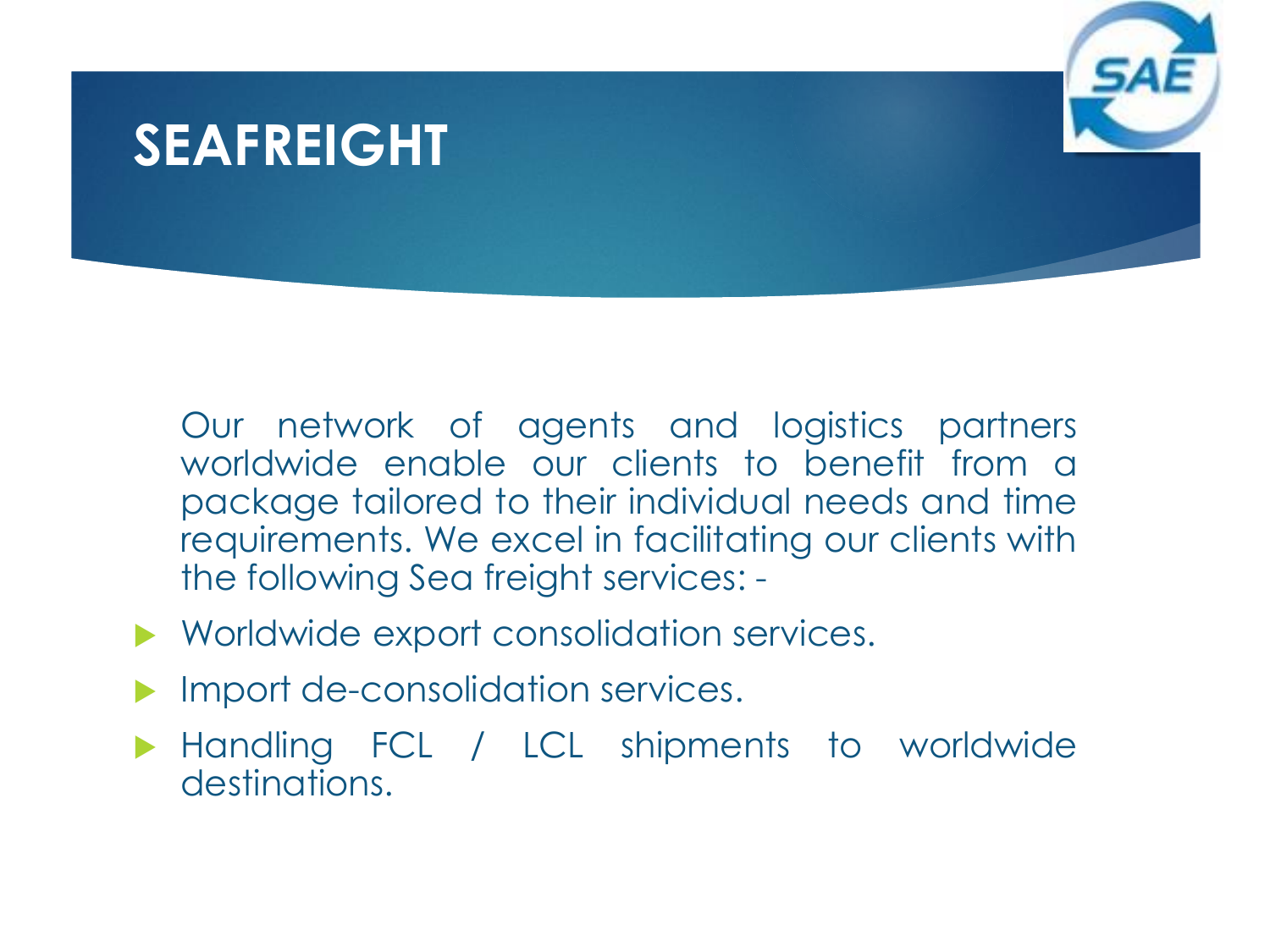# SEAFREIGHT

Our network of agents and logistics partners worldwide enable our clients to benefit from a package tailored to their individual needs and time requirements. We excel in facilitating our clients with the following Sea freight services: -

- Worldwide export consolidation services.
- Import de-consolidation services.
- Handling FCL / LCL shipments to worldwide destinations.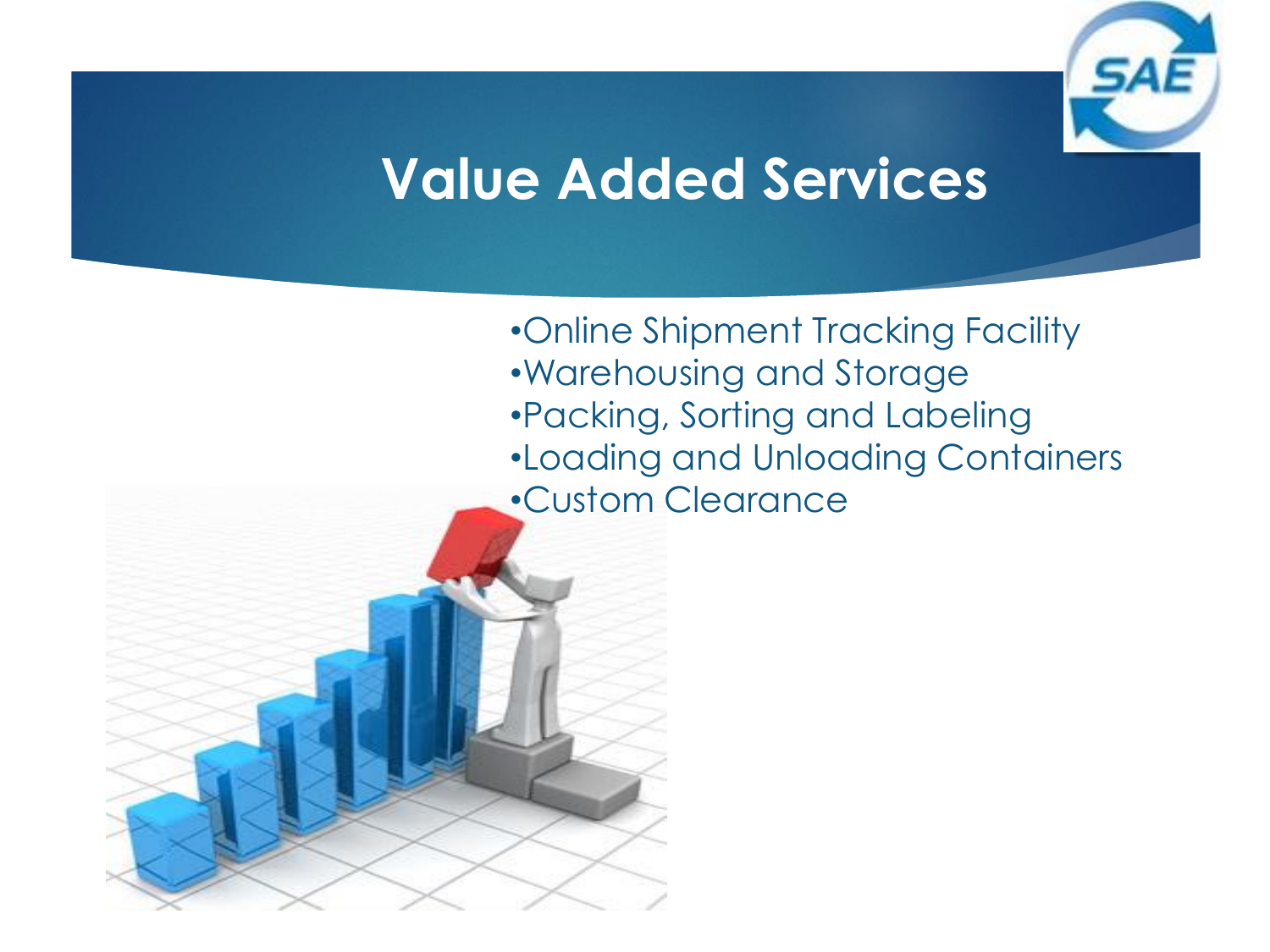# Value Added Services

- Online Shipment Tracking Facility
- Warehousing and Storage
- Packing, Sorting and Labeling
- Loading and Unloading Containers
- Custom Clearance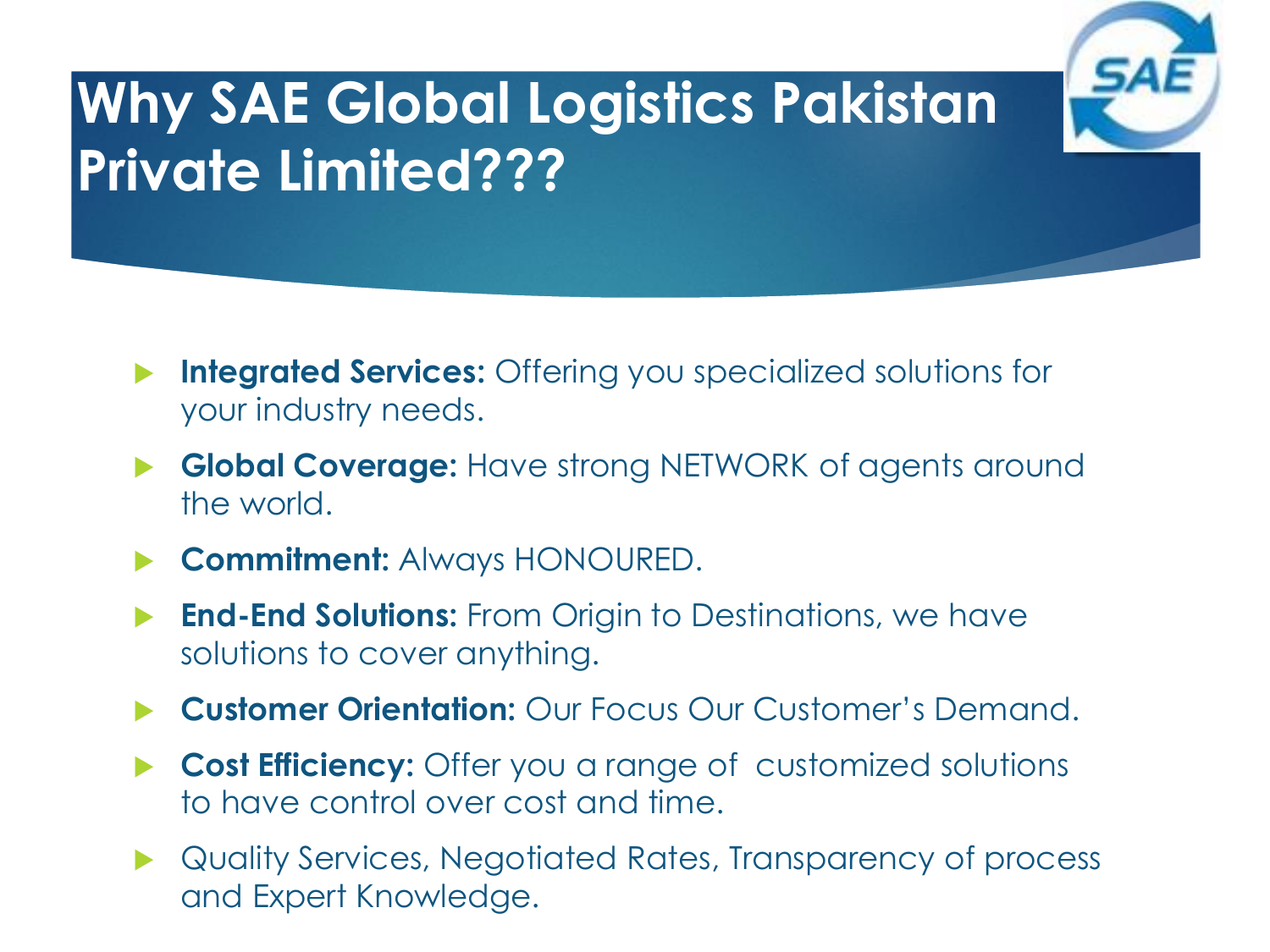# Why SAE Global Logistics Pakistan Private Limited???

- **Integrated Services:** Offering you specialized solutions for your industry needs.
- **Global Coverage:** Have strong NETWORK of agents around the world.
- **Commitment:** Always HONOURED.
- **End-End Solutions:** From Origin to Destinations, we have solutions to cover anything.
- **Customer Orientation:** Our Focus Our Customer's Demand.
- **Cost Efficiency:** Offer you a range of customized solutions to have control over cost and time.
- Quality Services, Negotiated Rates, Transparency of process and Expert Knowledge.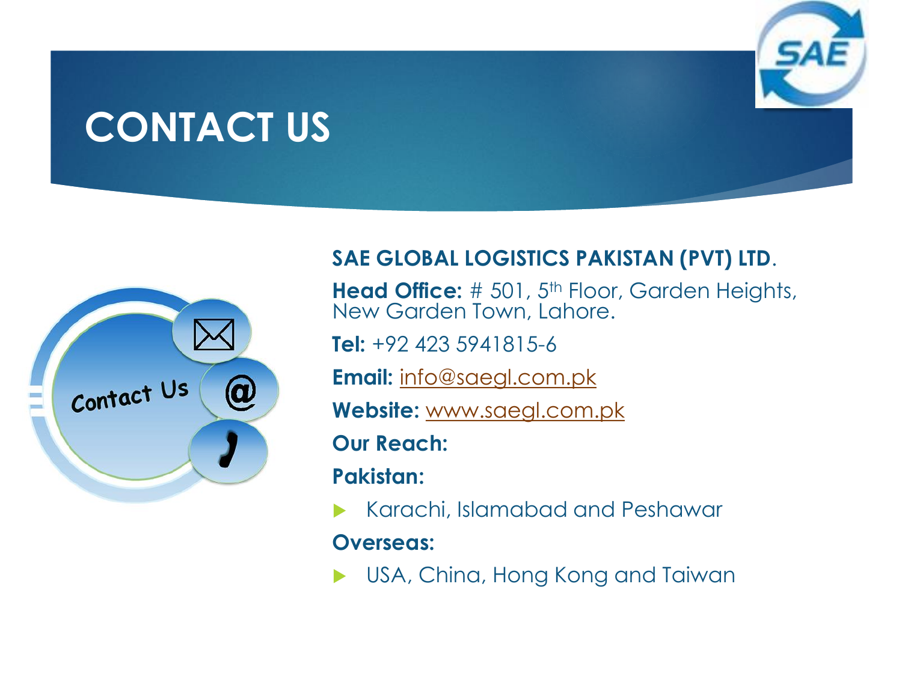# CONTACT US

**SAE GLOBAL LOGISTICS PAKISTAN (PVT) LTD.**

**Head Office:** # 501, 5th Floor, Garden Heights, New Garden Town, Lahore.

**Tel:** +92 423 5941815-6

**Email:** info@saegl.com.pk

**Website:** www.saegl.com.pk

**Our Reach:**

**Pakistan:**

- Karachi, Islamabad and Peshawar

**Overseas:**

- USA, China, Hong Kong and Taiwan